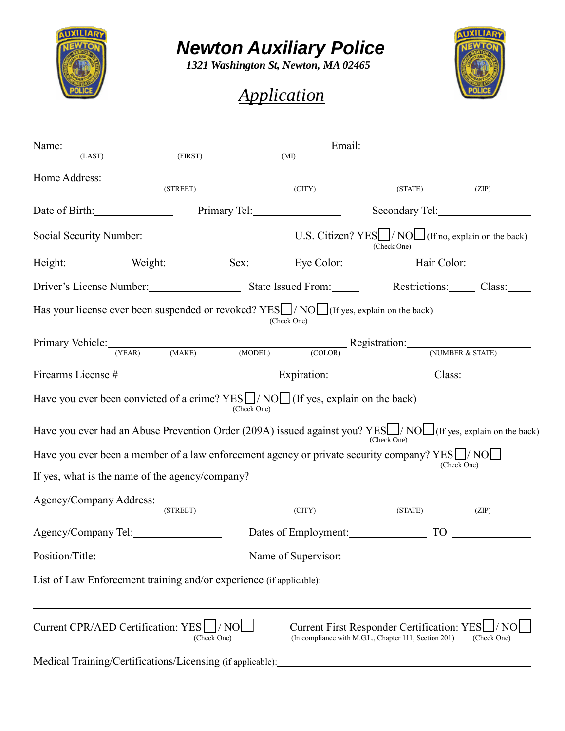# Newton Auxiliary Police

*1321 Washington St, Newton, MA 02465*

## *Application*

Name:______________________________________________ Email:______________________________
(LAST) (FIRST) (MI)

Home Address:_____________________________________________________________________________
(STREET) (CITY) (STATE) (ZIP)

Date of Birth:______________ Primary Tel:________________ Secondary Tel:________________

Social Security Number:__________________ U.S. Citizen? YES ☐ / NO ☐ (If no, explain on the back)
(Check One)

Height:_______ Weight:_______ Sex:_____ Eye Color:___________ Hair Color:___________

Driver's License Number:________________ State Issued From:_____ Restrictions:_____ Class:____

Has your license ever been suspended or revoked? YES ☐ / NO ☐ (If yes, explain on the back)
(Check One)

Primary Vehicle:_____________________________________________ Registration:__________________
(YEAR) (MAKE) (MODEL) (COLOR) (NUMBER & STATE)

Firearms License #________________________ Expiration:_______________ Class:_____________

Have you ever been convicted of a crime? YES ☐ / NO ☐ (If yes, explain on the back)
(Check One)

Have you ever had an Abuse Prevention Order (209A) issued against you? YES ☐ / NO ☐ (If yes, explain on the back)
(Check One)

Have you ever been a member of a law enforcement agency or private security company? YES ☐ / NO ☐
(Check One)

If yes, what is the name of the agency/company? ________________________________________________

Agency/Company Address:___________________________________________________________________
(STREET) (CITY) (STATE) (ZIP)

Agency/Company Tel:________________ Dates of Employment:_______________ TO _______________

Position/Title:_______________________ Name of Supervisor:_________________________________

List of Law Enforcement training and/or experience (if applicable):________________________________

___________________________________________________________________________________________

Current CPR/AED Certification: YES ☐ / NO ☐ (Check One)

Current First Responder Certification: YES ☐ / NO ☐ (Check One)
(In compliance with M.G.L., Chapter 111, Section 201)

Medical Training/Certifications/Licensing (if applicable):_____________________________________

___________________________________________________________________________________________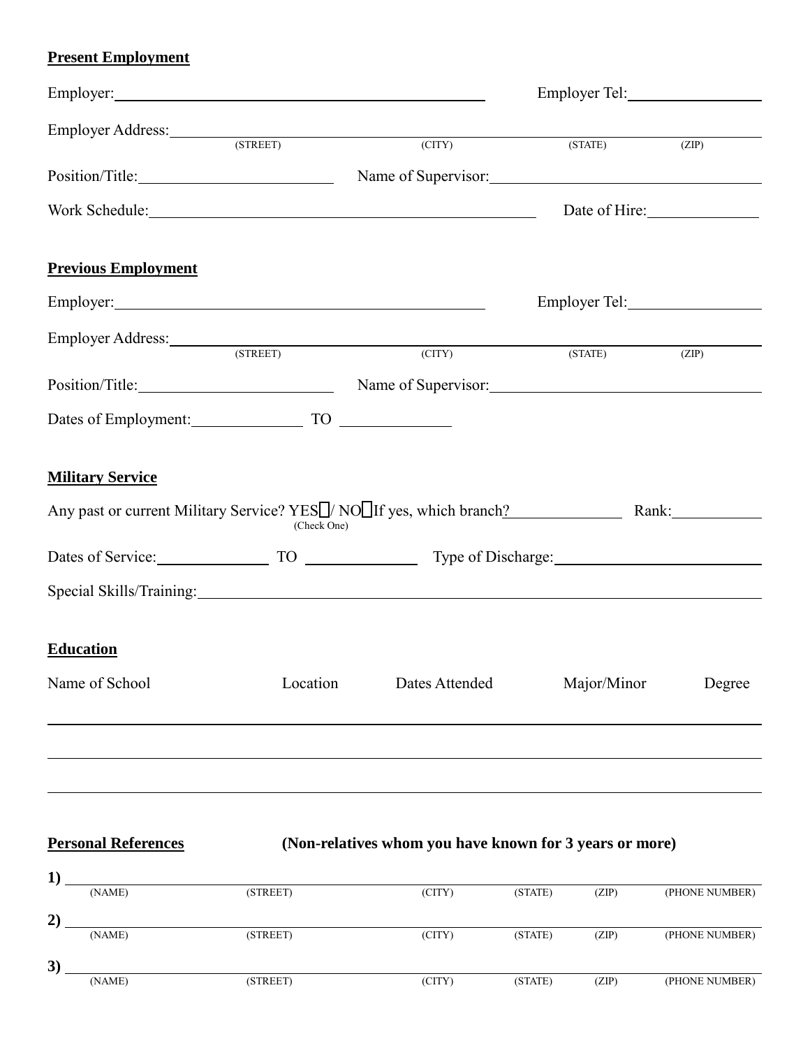**Present Employment**

Employer: ________________________________________ Employer Tel: ________________

Employer Address: ____________________________________________________________
(STREET) (CITY) (STATE) (ZIP)

Position/Title: ______________________ Name of Supervisor: ______________________________

Work Schedule: ________________________________________ Date of Hire: ______________

**Previous Employment**

Employer: ________________________________________ Employer Tel: ________________

Employer Address: ____________________________________________________________
(STREET) (CITY) (STATE) (ZIP)

Position/Title: ______________________ Name of Supervisor: ______________________________

Dates of Employment: ______________ TO ______________

**Military Service**

Any past or current Military Service? YES☐/ NO☐ If yes, which branch? ______________ Rank: ____________
(Check One)

Dates of Service: ______________ TO ______________ Type of Discharge: ________________________

Special Skills/Training: ______________________________________________________________

**Education**

| Name of School | Location | Dates Attended | Major/Minor | Degree |
| --- | --- | --- | --- | --- |
| | | | | |
| | | | | |
| | | | | |

**Personal References** **(Non-relatives whom you have known for 3 years or more)**

**1)** ____________________________________________________________________________
(NAME) (STREET) (CITY) (STATE) (ZIP) (PHONE NUMBER)

**2)** ____________________________________________________________________________
(NAME) (STREET) (CITY) (STATE) (ZIP) (PHONE NUMBER)

**3)** ____________________________________________________________________________
(NAME) (STREET) (CITY) (STATE) (ZIP) (PHONE NUMBER)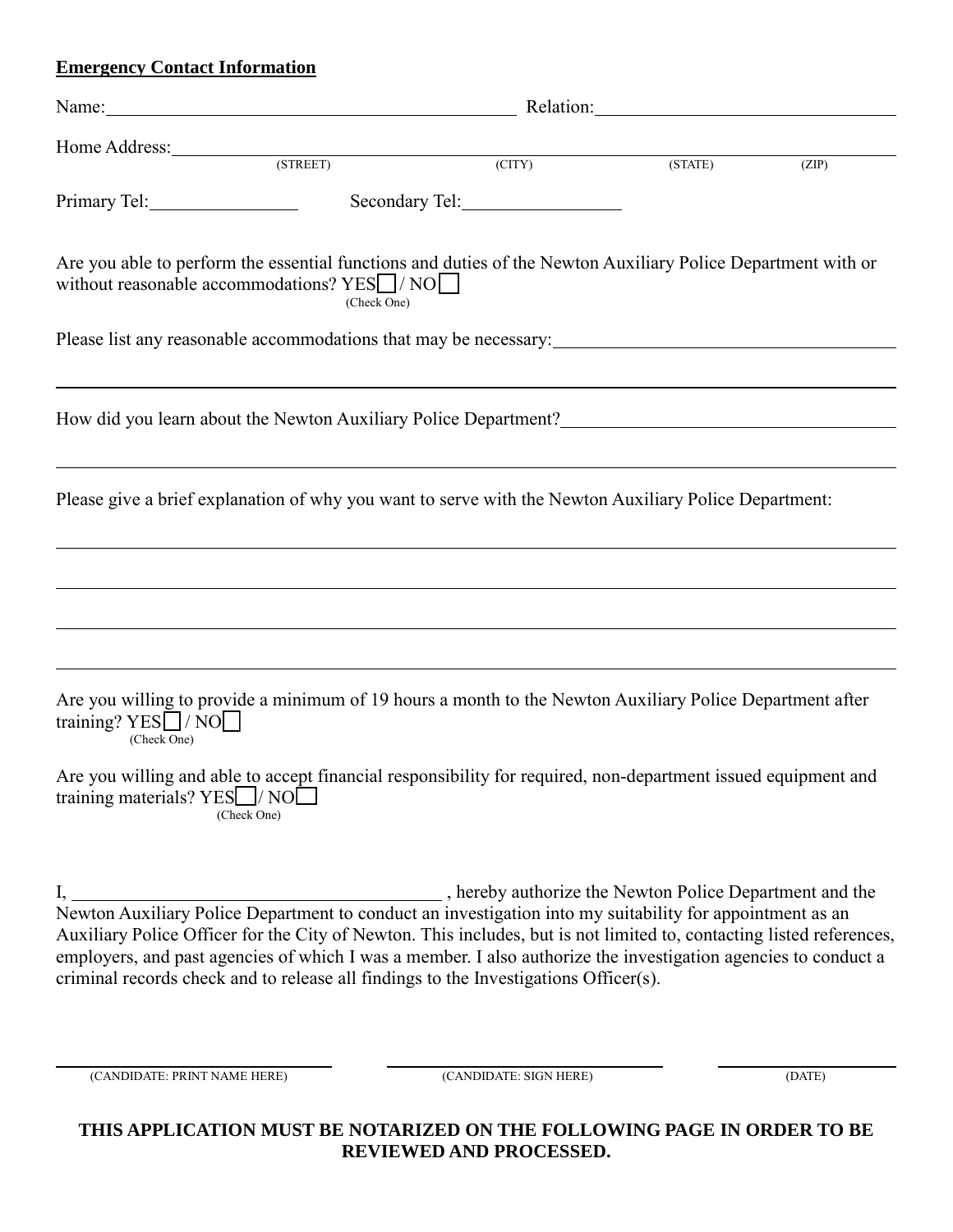**Emergency Contact Information**

Name: ______________________________________ Relation: ______________________________

Home Address: ______________________________________________________________________
(STREET) (CITY) (STATE) (ZIP)

Primary Tel: ________________ Secondary Tel: ________________

Are you able to perform the essential functions and duties of the Newton Auxiliary Police Department with or without reasonable accommodations? YES ☐ / NO ☐
(Check One)

Please list any reasonable accommodations that may be necessary: ________________________________

______________________________________________________________________________________

How did you learn about the Newton Auxiliary Police Department? ________________________________

______________________________________________________________________________________

Please give a brief explanation of why you want to serve with the Newton Auxiliary Police Department:

______________________________________________________________________________________

______________________________________________________________________________________

______________________________________________________________________________________

______________________________________________________________________________________

Are you willing to provide a minimum of 19 hours a month to the Newton Auxiliary Police Department after training? YES ☐ / NO ☐
(Check One)

Are you willing and able to accept financial responsibility for required, non-department issued equipment and training materials? YES ☐ / NO ☐
(Check One)

I, ________________________________________ , hereby authorize the Newton Police Department and the Newton Auxiliary Police Department to conduct an investigation into my suitability for appointment as an Auxiliary Police Officer for the City of Newton. This includes, but is not limited to, contacting listed references, employers, and past agencies of which I was a member. I also authorize the investigation agencies to conduct a criminal records check and to release all findings to the Investigations Officer(s).

______________________________ ______________________________ ________________
(CANDIDATE: PRINT NAME HERE) (CANDIDATE: SIGN HERE) (DATE)

**THIS APPLICATION MUST BE NOTARIZED ON THE FOLLOWING PAGE IN ORDER TO BE REVIEWED AND PROCESSED.**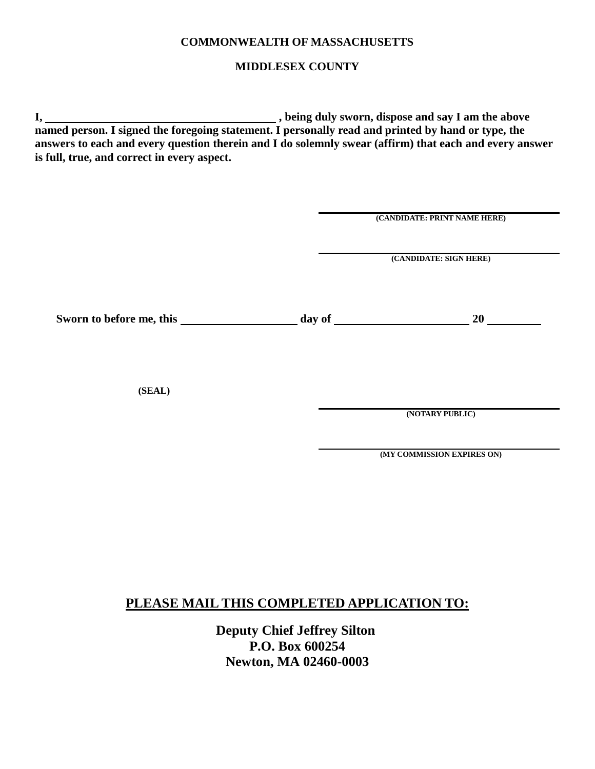**COMMONWEALTH OF MASSACHUSETTS**

**MIDDLESEX COUNTY**

**I, \_\_\_\_\_\_\_\_\_\_\_\_\_\_\_\_\_\_\_\_\_\_\_\_\_\_\_\_\_\_\_\_\_\_\_\_\_\_\_\_ , being duly sworn, dispose and say I am the above named person. I signed the foregoing statement. I personally read and printed by hand or type, the answers to each and every question therein and I do solemnly swear (affirm) that each and every answer is full, true, and correct in every aspect.**

\_\_\_\_\_\_\_\_\_\_\_\_\_\_\_\_\_\_\_\_\_\_\_\_\_\_\_\_\_\_\_\_\_\_\_\_\_\_\_\_
**(CANDIDATE: PRINT NAME HERE)**

\_\_\_\_\_\_\_\_\_\_\_\_\_\_\_\_\_\_\_\_\_\_\_\_\_\_\_\_\_\_\_\_\_\_\_\_\_\_\_\_
**(CANDIDATE: SIGN HERE)**

**Sworn to before me, this \_\_\_\_\_\_\_\_\_\_\_\_\_\_\_\_\_\_\_\_ day of \_\_\_\_\_\_\_\_\_\_\_\_\_\_\_\_\_\_\_\_\_\_\_\_ 20 \_\_\_\_\_\_\_\_\_\_**

**(SEAL)**

\_\_\_\_\_\_\_\_\_\_\_\_\_\_\_\_\_\_\_\_\_\_\_\_\_\_\_\_\_\_\_\_\_\_\_\_\_\_\_\_
**(NOTARY PUBLIC)**

\_\_\_\_\_\_\_\_\_\_\_\_\_\_\_\_\_\_\_\_\_\_\_\_\_\_\_\_\_\_\_\_\_\_\_\_\_\_\_\_
**(MY COMMISSION EXPIRES ON)**

**<u>PLEASE MAIL THIS COMPLETED APPLICATION TO:</u>**

**Deputy Chief Jeffrey Silton**
**P.O. Box 600254**
**Newton, MA 02460-0003**